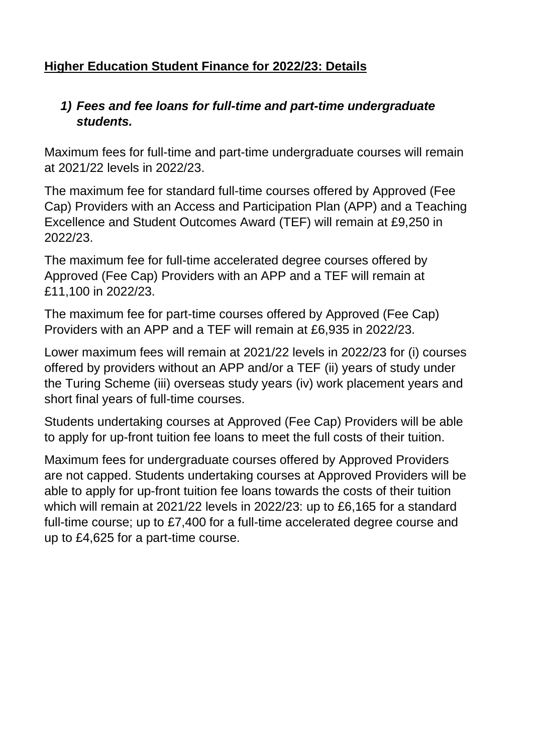# **Higher Education Student Finance for 2022/23: Details**

## 1) ***Fees and fee loans for full-time and part-time undergraduate students.***

Maximum fees for full-time and part-time undergraduate courses will remain at 2021/22 levels in 2022/23.

The maximum fee for standard full-time courses offered by Approved (Fee Cap) Providers with an Access and Participation Plan (APP) and a Teaching Excellence and Student Outcomes Award (TEF) will remain at £9,250 in 2022/23.

The maximum fee for full-time accelerated degree courses offered by Approved (Fee Cap) Providers with an APP and a TEF will remain at £11,100 in 2022/23.

The maximum fee for part-time courses offered by Approved (Fee Cap) Providers with an APP and a TEF will remain at £6,935 in 2022/23.

Lower maximum fees will remain at 2021/22 levels in 2022/23 for (i) courses offered by providers without an APP and/or a TEF (ii) years of study under the Turing Scheme (iii) overseas study years (iv) work placement years and short final years of full-time courses.

Students undertaking courses at Approved (Fee Cap) Providers will be able to apply for up-front tuition fee loans to meet the full costs of their tuition.

Maximum fees for undergraduate courses offered by Approved Providers are not capped. Students undertaking courses at Approved Providers will be able to apply for up-front tuition fee loans towards the costs of their tuition which will remain at 2021/22 levels in 2022/23: up to £6,165 for a standard full-time course; up to £7,400 for a full-time accelerated degree course and up to £4,625 for a part-time course.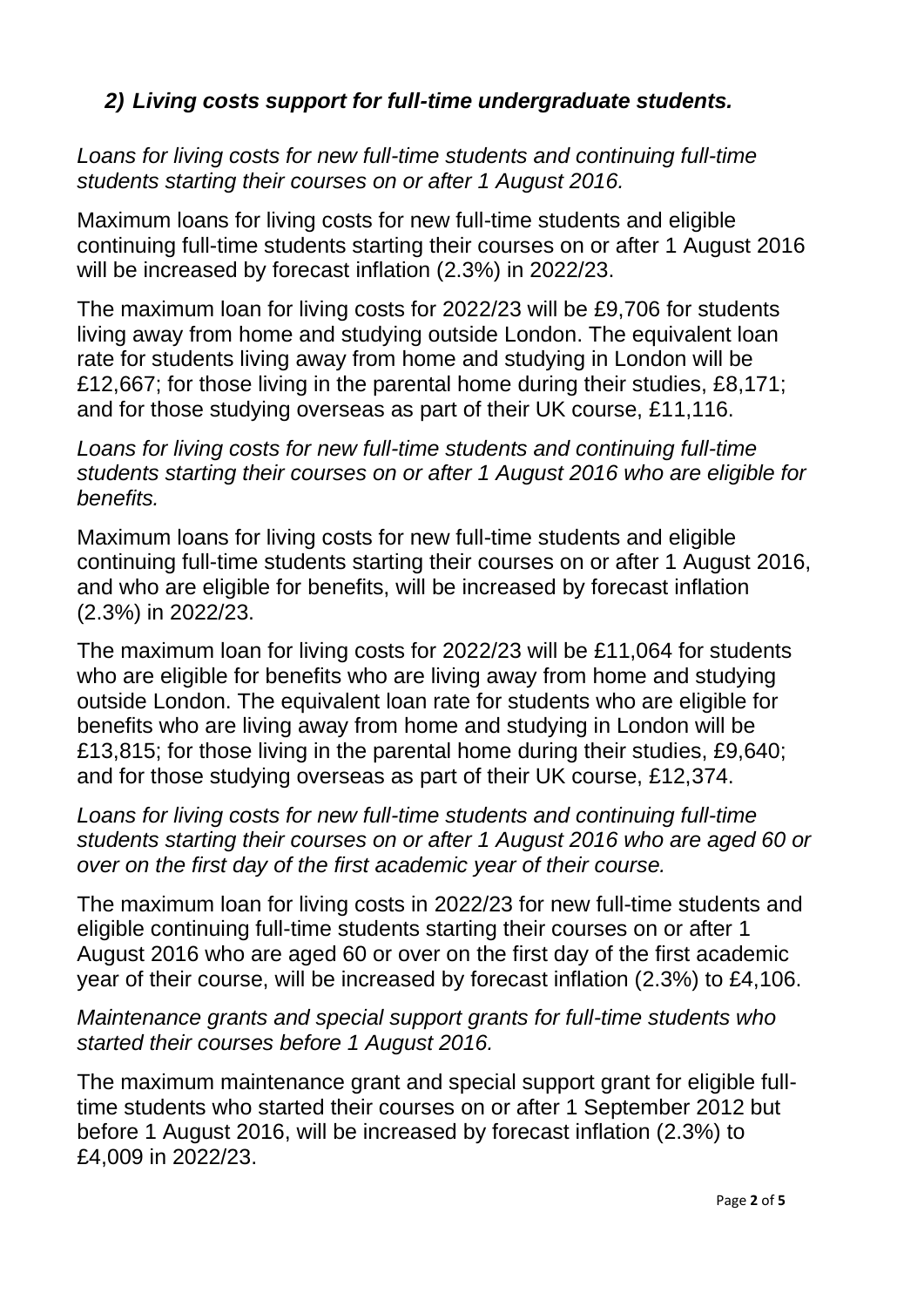## *2) Living costs support for full-time undergraduate students.*

*Loans for living costs for new full-time students and continuing full-time students starting their courses on or after 1 August 2016.*

Maximum loans for living costs for new full-time students and eligible continuing full-time students starting their courses on or after 1 August 2016 will be increased by forecast inflation (2.3%) in 2022/23.

The maximum loan for living costs for 2022/23 will be £9,706 for students living away from home and studying outside London. The equivalent loan rate for students living away from home and studying in London will be £12,667; for those living in the parental home during their studies, £8,171; and for those studying overseas as part of their UK course, £11,116.

*Loans for living costs for new full-time students and continuing full-time students starting their courses on or after 1 August 2016 who are eligible for benefits.*

Maximum loans for living costs for new full-time students and eligible continuing full-time students starting their courses on or after 1 August 2016, and who are eligible for benefits, will be increased by forecast inflation (2.3%) in 2022/23.

The maximum loan for living costs for 2022/23 will be £11,064 for students who are eligible for benefits who are living away from home and studying outside London. The equivalent loan rate for students who are eligible for benefits who are living away from home and studying in London will be £13,815; for those living in the parental home during their studies, £9,640; and for those studying overseas as part of their UK course, £12,374.

*Loans for living costs for new full-time students and continuing full-time students starting their courses on or after 1 August 2016 who are aged 60 or over on the first day of the first academic year of their course.*

The maximum loan for living costs in 2022/23 for new full-time students and eligible continuing full-time students starting their courses on or after 1 August 2016 who are aged 60 or over on the first day of the first academic year of their course, will be increased by forecast inflation (2.3%) to £4,106.

*Maintenance grants and special support grants for full-time students who started their courses before 1 August 2016.*

The maximum maintenance grant and special support grant for eligible full-time students who started their courses on or after 1 September 2012 but before 1 August 2016, will be increased by forecast inflation (2.3%) to £4,009 in 2022/23.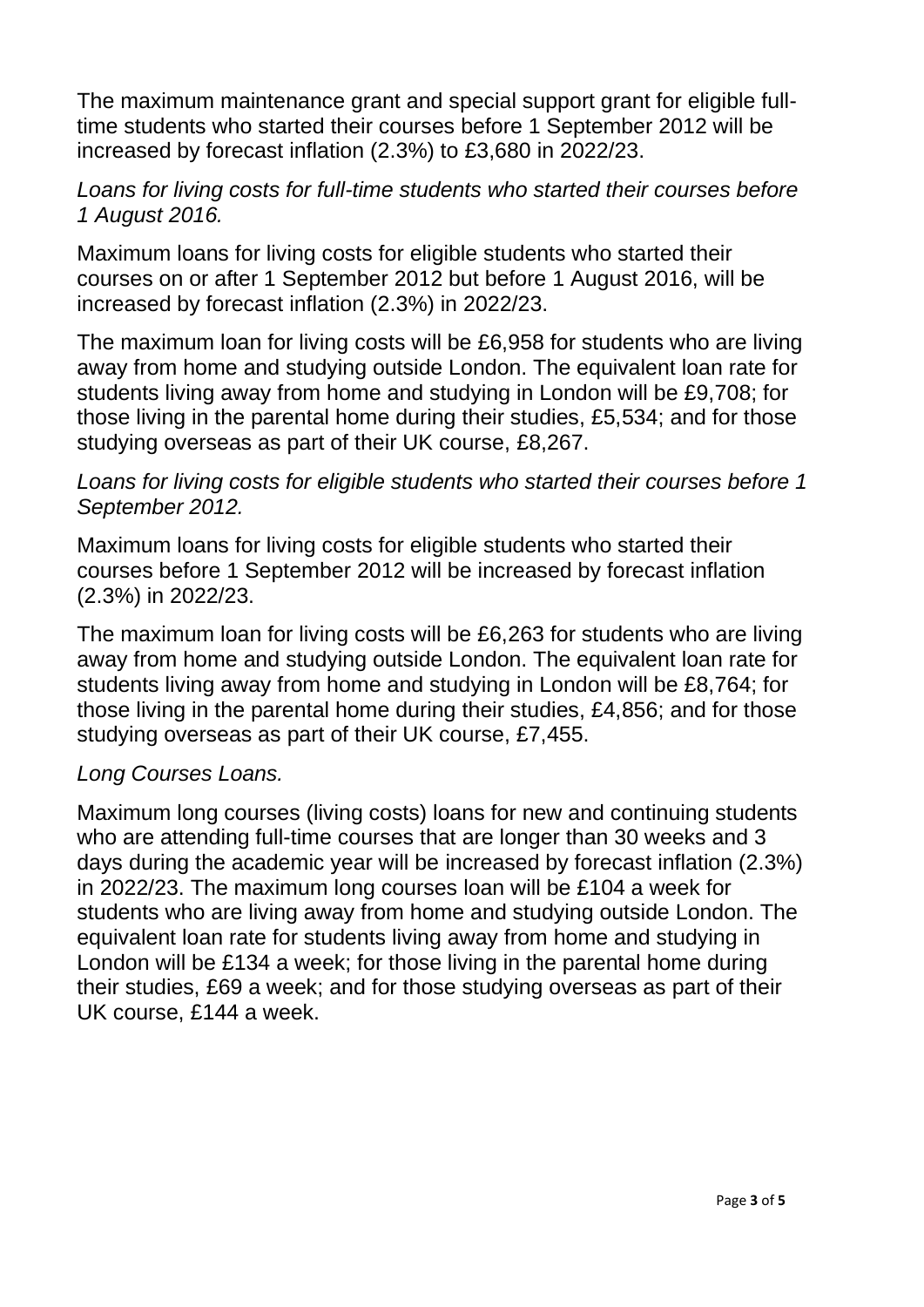The maximum maintenance grant and special support grant for eligible full-time students who started their courses before 1 September 2012 will be increased by forecast inflation (2.3%) to £3,680 in 2022/23.

*Loans for living costs for full-time students who started their courses before 1 August 2016.*

Maximum loans for living costs for eligible students who started their courses on or after 1 September 2012 but before 1 August 2016, will be increased by forecast inflation (2.3%) in 2022/23.

The maximum loan for living costs will be £6,958 for students who are living away from home and studying outside London. The equivalent loan rate for students living away from home and studying in London will be £9,708; for those living in the parental home during their studies, £5,534; and for those studying overseas as part of their UK course, £8,267.

*Loans for living costs for eligible students who started their courses before 1 September 2012.*

Maximum loans for living costs for eligible students who started their courses before 1 September 2012 will be increased by forecast inflation (2.3%) in 2022/23.

The maximum loan for living costs will be £6,263 for students who are living away from home and studying outside London. The equivalent loan rate for students living away from home and studying in London will be £8,764; for those living in the parental home during their studies, £4,856; and for those studying overseas as part of their UK course, £7,455.

*Long Courses Loans.*

Maximum long courses (living costs) loans for new and continuing students who are attending full-time courses that are longer than 30 weeks and 3 days during the academic year will be increased by forecast inflation (2.3%) in 2022/23. The maximum long courses loan will be £104 a week for students who are living away from home and studying outside London. The equivalent loan rate for students living away from home and studying in London will be £134 a week; for those living in the parental home during their studies, £69 a week; and for those studying overseas as part of their UK course, £144 a week.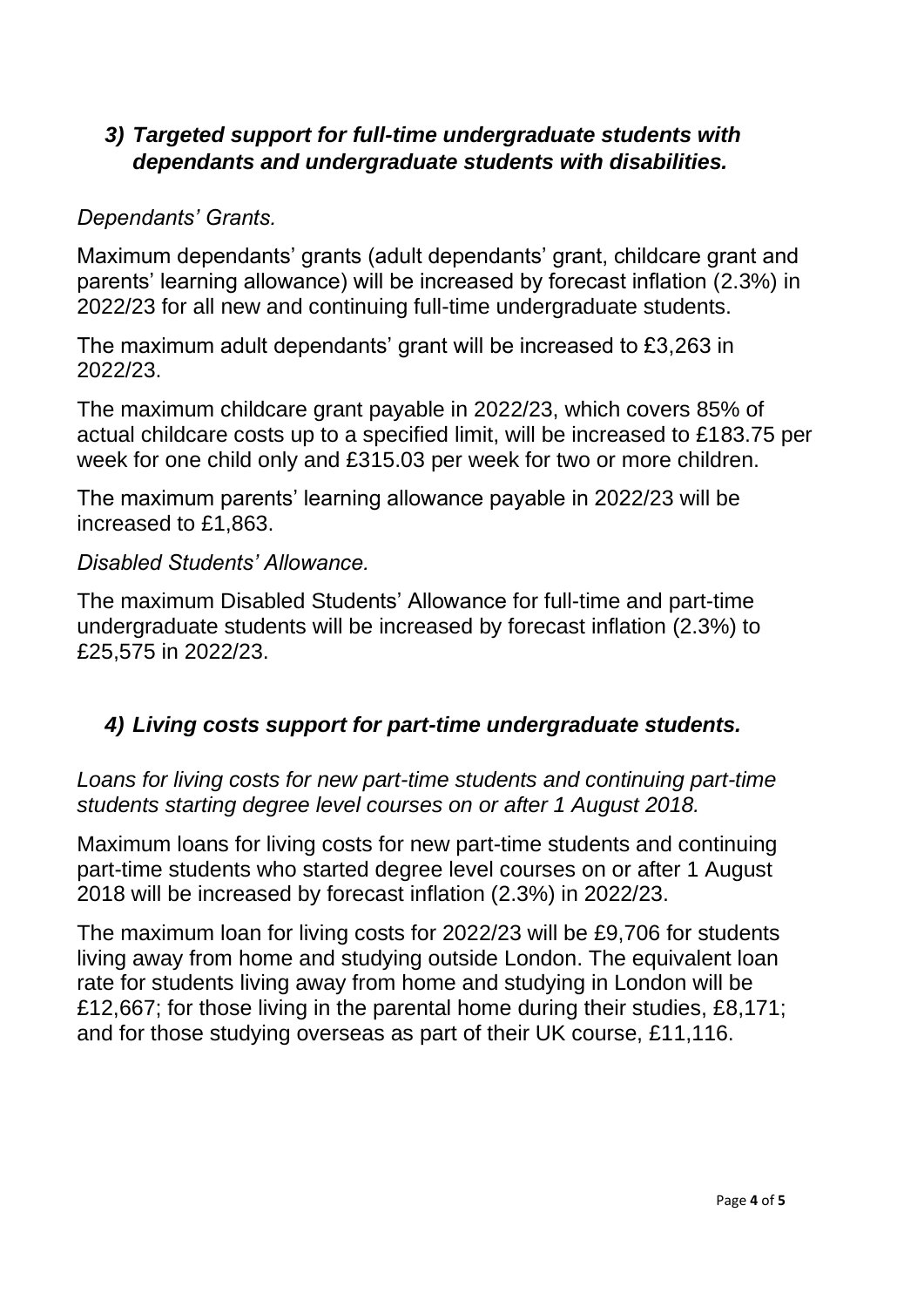### *3) Targeted support for full-time undergraduate students with dependants and undergraduate students with disabilities.*

*Dependants' Grants.*

Maximum dependants' grants (adult dependants' grant, childcare grant and parents' learning allowance) will be increased by forecast inflation (2.3%) in 2022/23 for all new and continuing full-time undergraduate students.

The maximum adult dependants' grant will be increased to £3,263 in 2022/23.

The maximum childcare grant payable in 2022/23, which covers 85% of actual childcare costs up to a specified limit, will be increased to £183.75 per week for one child only and £315.03 per week for two or more children.

The maximum parents' learning allowance payable in 2022/23 will be increased to £1,863.

*Disabled Students' Allowance.*

The maximum Disabled Students' Allowance for full-time and part-time undergraduate students will be increased by forecast inflation (2.3%) to £25,575 in 2022/23.

### *4) Living costs support for part-time undergraduate students.*

*Loans for living costs for new part-time students and continuing part-time students starting degree level courses on or after 1 August 2018.*

Maximum loans for living costs for new part-time students and continuing part-time students who started degree level courses on or after 1 August 2018 will be increased by forecast inflation (2.3%) in 2022/23.

The maximum loan for living costs for 2022/23 will be £9,706 for students living away from home and studying outside London. The equivalent loan rate for students living away from home and studying in London will be £12,667; for those living in the parental home during their studies, £8,171; and for those studying overseas as part of their UK course, £11,116.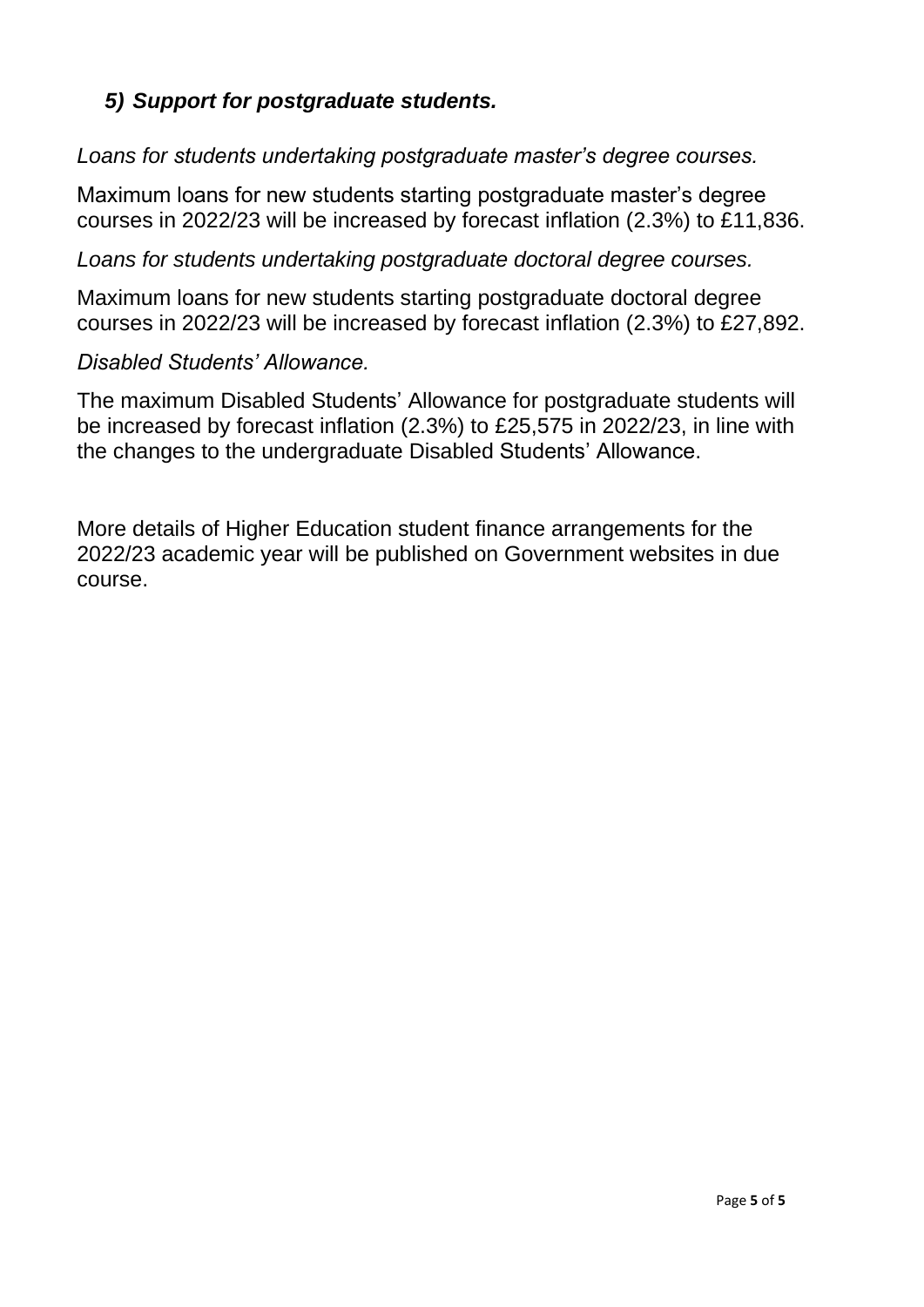## *5) Support for postgraduate students.*

*Loans for students undertaking postgraduate master's degree courses.*

Maximum loans for new students starting postgraduate master's degree courses in 2022/23 will be increased by forecast inflation (2.3%) to £11,836.

*Loans for students undertaking postgraduate doctoral degree courses.*

Maximum loans for new students starting postgraduate doctoral degree courses in 2022/23 will be increased by forecast inflation (2.3%) to £27,892.

*Disabled Students' Allowance.*

The maximum Disabled Students' Allowance for postgraduate students will be increased by forecast inflation (2.3%) to £25,575 in 2022/23, in line with the changes to the undergraduate Disabled Students' Allowance.

More details of Higher Education student finance arrangements for the 2022/23 academic year will be published on Government websites in due course.